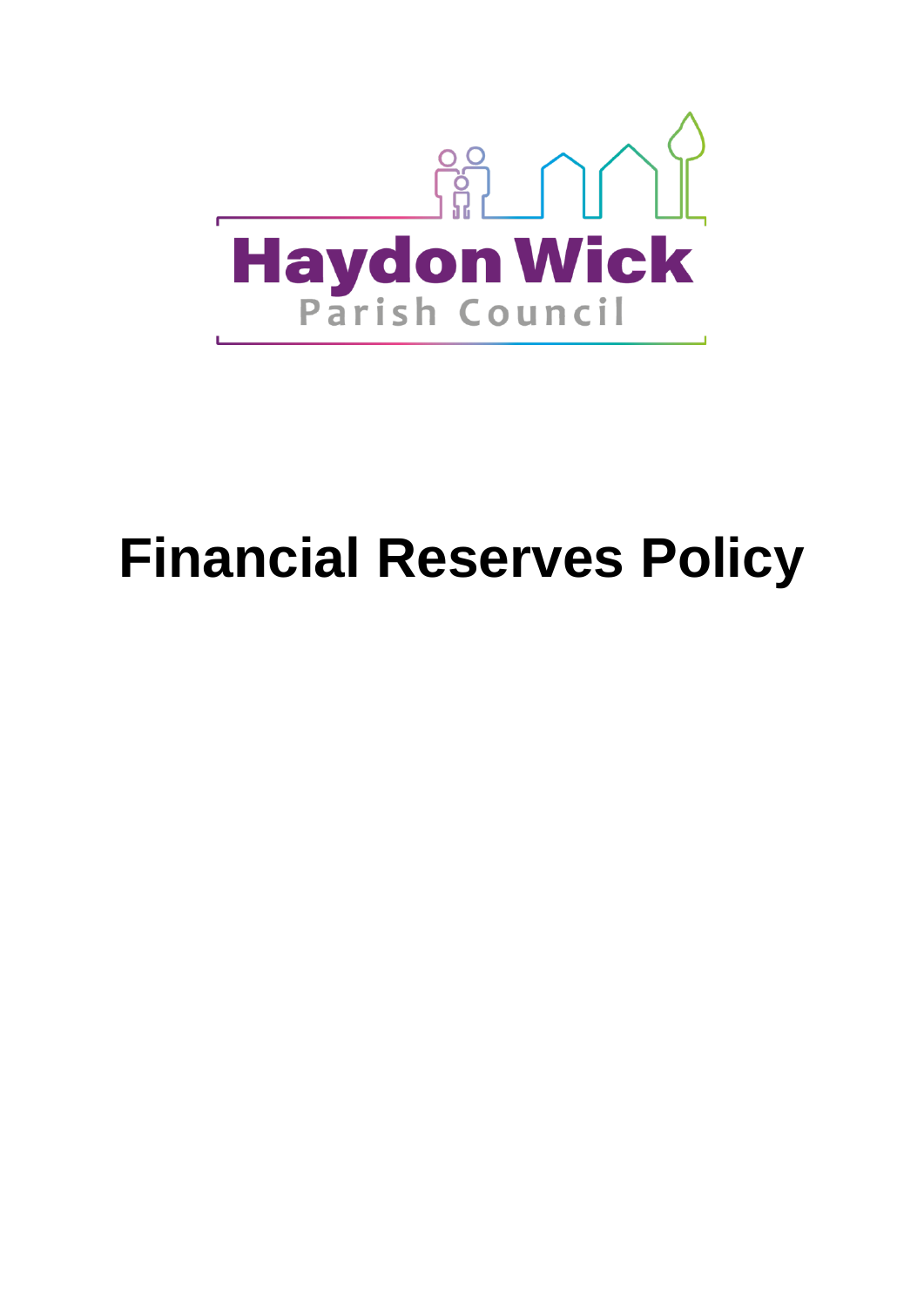Haydon Wick

Parish Council

# Financial Reserves Policy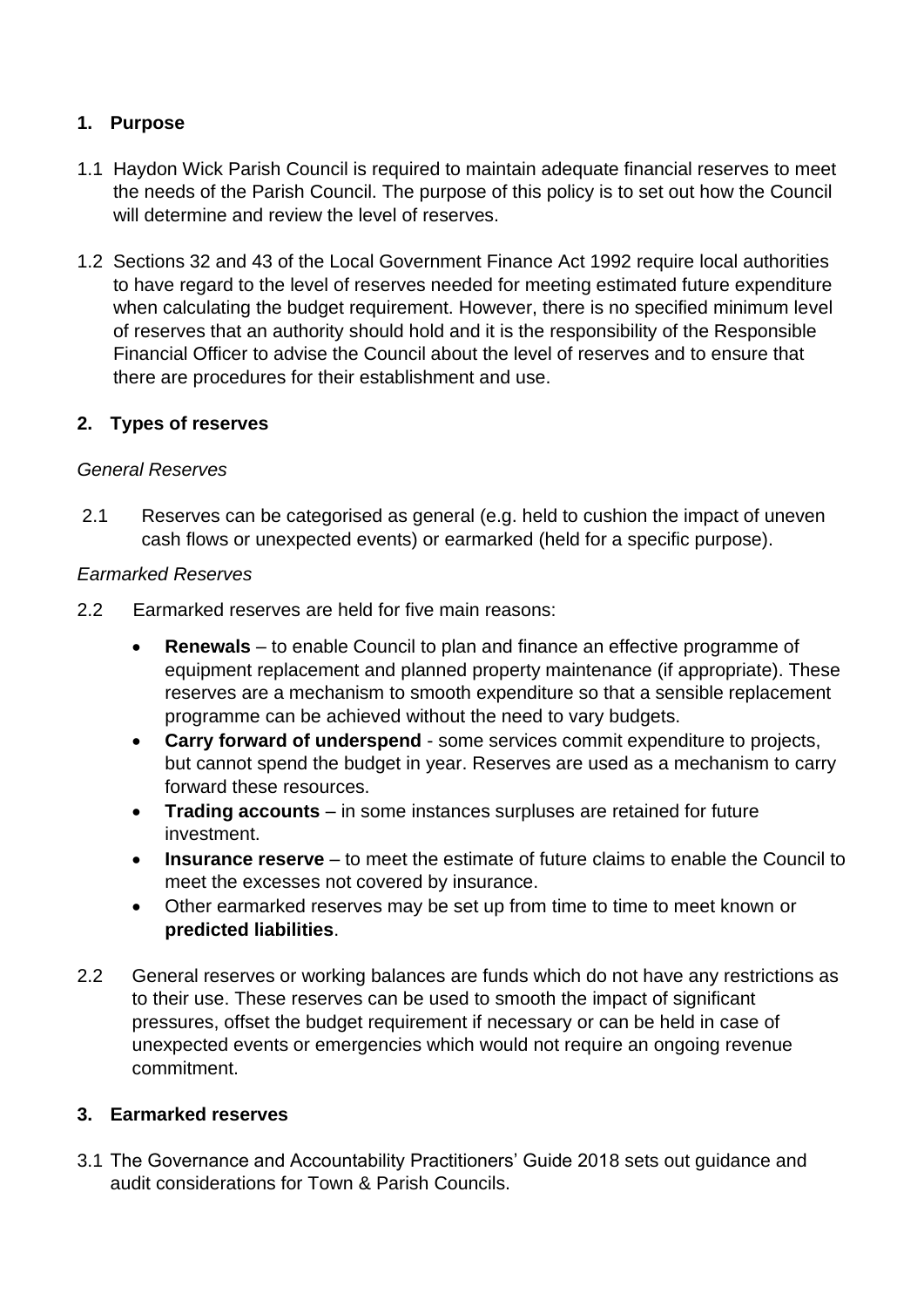## 1. Purpose

1.1 Haydon Wick Parish Council is required to maintain adequate financial reserves to meet the needs of the Parish Council. The purpose of this policy is to set out how the Council will determine and review the level of reserves.

1.2 Sections 32 and 43 of the Local Government Finance Act 1992 require local authorities to have regard to the level of reserves needed for meeting estimated future expenditure when calculating the budget requirement. However, there is no specified minimum level of reserves that an authority should hold and it is the responsibility of the Responsible Financial Officer to advise the Council about the level of reserves and to ensure that there are procedures for their establishment and use.

## 2. Types of reserves

*General Reserves*

2.1 Reserves can be categorised as general (e.g. held to cushion the impact of uneven cash flows or unexpected events) or earmarked (held for a specific purpose).

*Earmarked Reserves*

2.2 Earmarked reserves are held for five main reasons:

- **Renewals** – to enable Council to plan and finance an effective programme of equipment replacement and planned property maintenance (if appropriate). These reserves are a mechanism to smooth expenditure so that a sensible replacement programme can be achieved without the need to vary budgets.
- **Carry forward of underspend** - some services commit expenditure to projects, but cannot spend the budget in year. Reserves are used as a mechanism to carry forward these resources.
- **Trading accounts** – in some instances surpluses are retained for future investment.
- **Insurance reserve** – to meet the estimate of future claims to enable the Council to meet the excesses not covered by insurance.
- Other earmarked reserves may be set up from time to time to meet known or **predicted liabilities**.

2.2 General reserves or working balances are funds which do not have any restrictions as to their use. These reserves can be used to smooth the impact of significant pressures, offset the budget requirement if necessary or can be held in case of unexpected events or emergencies which would not require an ongoing revenue commitment.

## 3. Earmarked reserves

3.1 The Governance and Accountability Practitioners' Guide 2018 sets out guidance and audit considerations for Town & Parish Councils.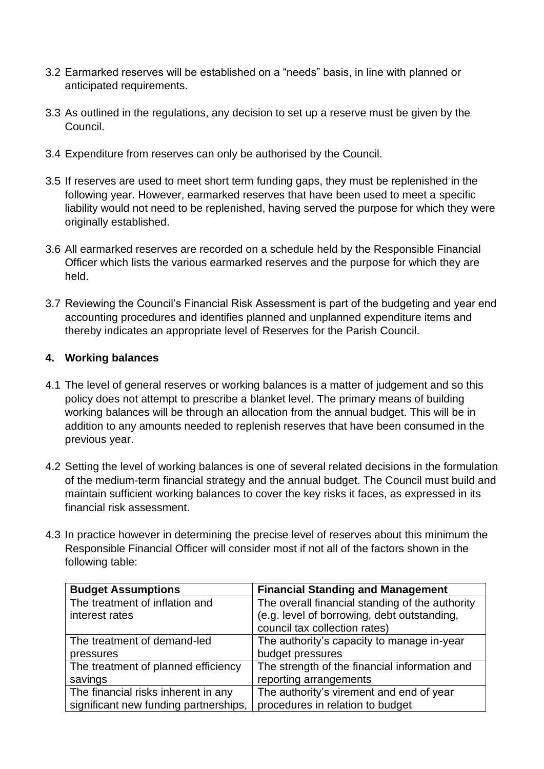3.2 Earmarked reserves will be established on a “needs” basis, in line with planned or anticipated requirements.

3.3 As outlined in the regulations, any decision to set up a reserve must be given by the Council.

3.4 Expenditure from reserves can only be authorised by the Council.

3.5 If reserves are used to meet short term funding gaps, they must be replenished in the following year. However, earmarked reserves that have been used to meet a specific liability would not need to be replenished, having served the purpose for which they were originally established.

3.6 All earmarked reserves are recorded on a schedule held by the Responsible Financial Officer which lists the various earmarked reserves and the purpose for which they are held.

3.7 Reviewing the Council’s Financial Risk Assessment is part of the budgeting and year end accounting procedures and identifies planned and unplanned expenditure items and thereby indicates an appropriate level of Reserves for the Parish Council.

## 4. Working balances

4.1 The level of general reserves or working balances is a matter of judgement and so this policy does not attempt to prescribe a blanket level. The primary means of building working balances will be through an allocation from the annual budget. This will be in addition to any amounts needed to replenish reserves that have been consumed in the previous year.

4.2 Setting the level of working balances is one of several related decisions in the formulation of the medium-term financial strategy and the annual budget. The Council must build and maintain sufficient working balances to cover the key risks it faces, as expressed in its financial risk assessment.

4.3 In practice however in determining the precise level of reserves about this minimum the Responsible Financial Officer will consider most if not all of the factors shown in the following table:

| **Budget Assumptions** | **Financial Standing and Management** |
|---|---|
| The treatment of inflation and interest rates | The overall financial standing of the authority (e.g. level of borrowing, debt outstanding, council tax collection rates) |
| The treatment of demand-led pressures | The authority’s capacity to manage in-year budget pressures |
| The treatment of planned efficiency savings | The strength of the financial information and reporting arrangements |
| The financial risks inherent in any significant new funding partnerships, | The authority’s virement and end of year procedures in relation to budget |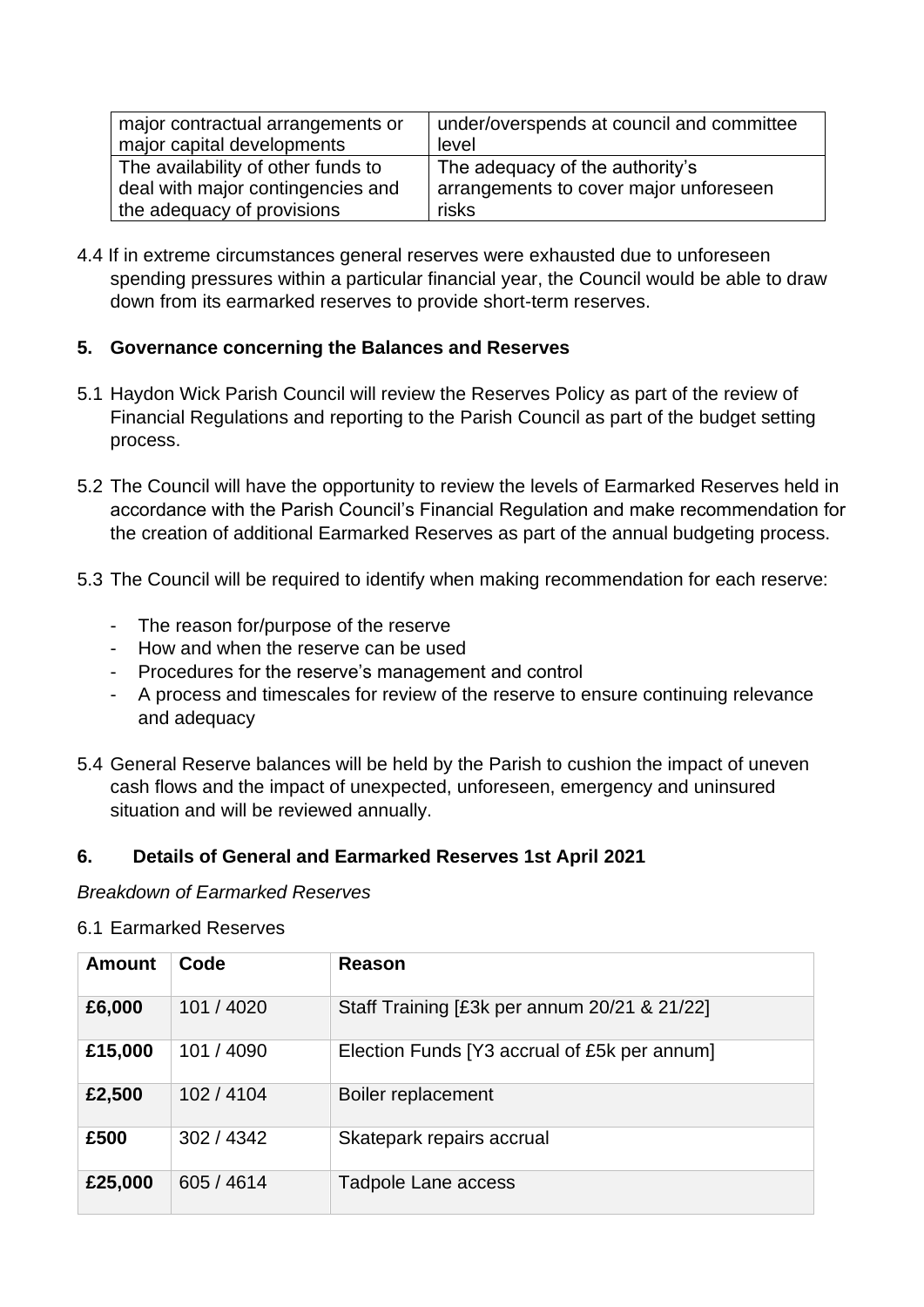| major contractual arrangements or major capital developments | under/overspends at council and committee level |
|---|---|
| The availability of other funds to deal with major contingencies and the adequacy of provisions | The adequacy of the authority's arrangements to cover major unforeseen risks |

4.4 If in extreme circumstances general reserves were exhausted due to unforeseen spending pressures within a particular financial year, the Council would be able to draw down from its earmarked reserves to provide short-term reserves.

## 5. Governance concerning the Balances and Reserves

5.1 Haydon Wick Parish Council will review the Reserves Policy as part of the review of Financial Regulations and reporting to the Parish Council as part of the budget setting process.

5.2 The Council will have the opportunity to review the levels of Earmarked Reserves held in accordance with the Parish Council's Financial Regulation and make recommendation for the creation of additional Earmarked Reserves as part of the annual budgeting process.

5.3 The Council will be required to identify when making recommendation for each reserve:

- The reason for/purpose of the reserve
- How and when the reserve can be used
- Procedures for the reserve's management and control
- A process and timescales for review of the reserve to ensure continuing relevance and adequacy

5.4 General Reserve balances will be held by the Parish to cushion the impact of uneven cash flows and the impact of unexpected, unforeseen, emergency and uninsured situation and will be reviewed annually.

## 6. Details of General and Earmarked Reserves 1st April 2021

*Breakdown of Earmarked Reserves*

6.1 Earmarked Reserves

| Amount | Code | Reason |
|---|---|---|
| **£6,000** | 101 / 4020 | Staff Training [£3k per annum 20/21 & 21/22] |
| **£15,000** | 101 / 4090 | Election Funds [Y3 accrual of £5k per annum] |
| **£2,500** | 102 / 4104 | Boiler replacement |
| **£500** | 302 / 4342 | Skatepark repairs accrual |
| **£25,000** | 605 / 4614 | Tadpole Lane access |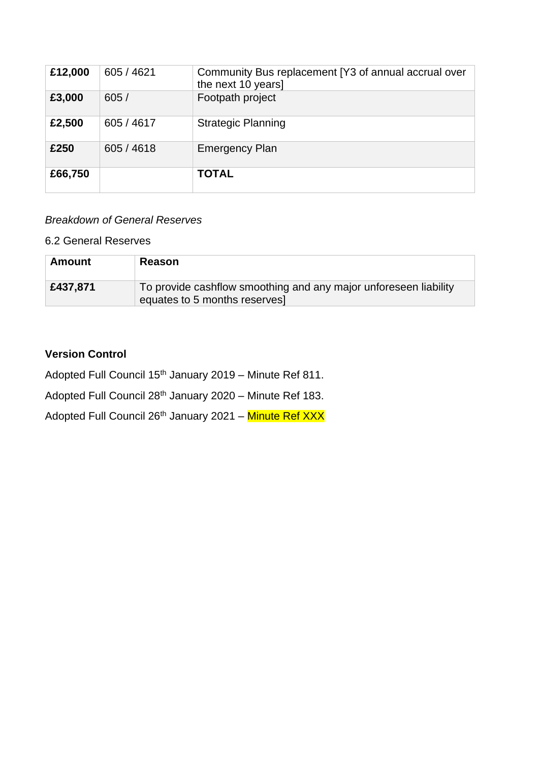| | | |
|---|---|---|
| **£12,000** | 605 / 4621 | Community Bus replacement [Y3 of annual accrual over the next 10 years] |
| **£3,000** | 605 / | Footpath project |
| **£2,500** | 605 / 4617 | Strategic Planning |
| **£250** | 605 / 4618 | Emergency Plan |
| **£66,750** | | **TOTAL** |

*Breakdown of General Reserves*

6.2 General Reserves

| **Amount** | **Reason** |
|---|---|
| **£437,871** | To provide cashflow smoothing and any major unforeseen liability equates to 5 months reserves] |

**Version Control**

Adopted Full Council 15th January 2019 – Minute Ref 811.

Adopted Full Council 28th January 2020 – Minute Ref 183.

Adopted Full Council 26th January 2021 – Minute Ref XXX